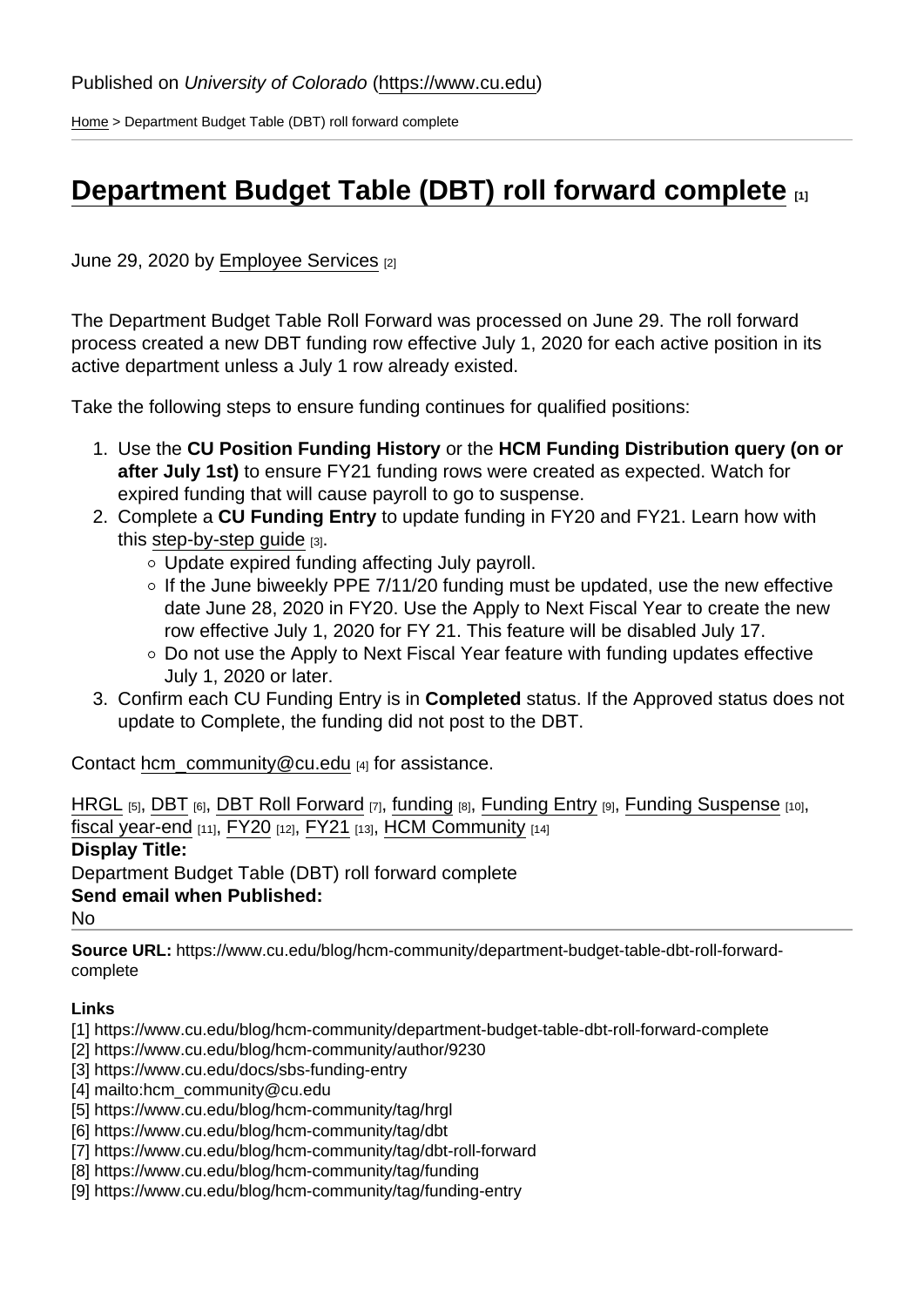Published on *University of Colorado* (https://www.cu.edu)

Home > Department Budget Table (DBT) roll forward complete

# Department Budget Table (DBT) roll forward complete [1]

June 29, 2020 by Employee Services [2]

The Department Budget Table Roll Forward was processed on June 29. The roll forward process created a new DBT funding row effective July 1, 2020 for each active position in its active department unless a July 1 row already existed.

Take the following steps to ensure funding continues for qualified positions:

1. Use the **CU Position Funding History** or the **HCM Funding Distribution query (on or after July 1st)** to ensure FY21 funding rows were created as expected. Watch for expired funding that will cause payroll to go to suspense.
2. Complete a **CU Funding Entry** to update funding in FY20 and FY21. Learn how with this step-by-step guide [3].
   - Update expired funding affecting July payroll.
   - If the June biweekly PPE 7/11/20 funding must be updated, use the new effective date June 28, 2020 in FY20. Use the Apply to Next Fiscal Year to create the new row effective July 1, 2020 for FY 21. This feature will be disabled July 17.
   - Do not use the Apply to Next Fiscal Year feature with funding updates effective July 1, 2020 or later.
3. Confirm each CU Funding Entry is in **Completed** status. If the Approved status does not update to Complete, the funding did not post to the DBT.

Contact hcm_community@cu.edu [4] for assistance.

HRGL [5], DBT [6], DBT Roll Forward [7], funding [8], Funding Entry [9], Funding Suspense [10], fiscal year-end [11], FY20 [12], FY21 [13], HCM Community [14]

**Display Title:**
Department Budget Table (DBT) roll forward complete

**Send email when Published:**
No

**Source URL:** https://www.cu.edu/blog/hcm-community/department-budget-table-dbt-roll-forward-complete

**Links**
[1] https://www.cu.edu/blog/hcm-community/department-budget-table-dbt-roll-forward-complete
[2] https://www.cu.edu/blog/hcm-community/author/9230
[3] https://www.cu.edu/docs/sbs-funding-entry
[4] mailto:hcm_community@cu.edu
[5] https://www.cu.edu/blog/hcm-community/tag/hrgl
[6] https://www.cu.edu/blog/hcm-community/tag/dbt
[7] https://www.cu.edu/blog/hcm-community/tag/dbt-roll-forward
[8] https://www.cu.edu/blog/hcm-community/tag/funding
[9] https://www.cu.edu/blog/hcm-community/tag/funding-entry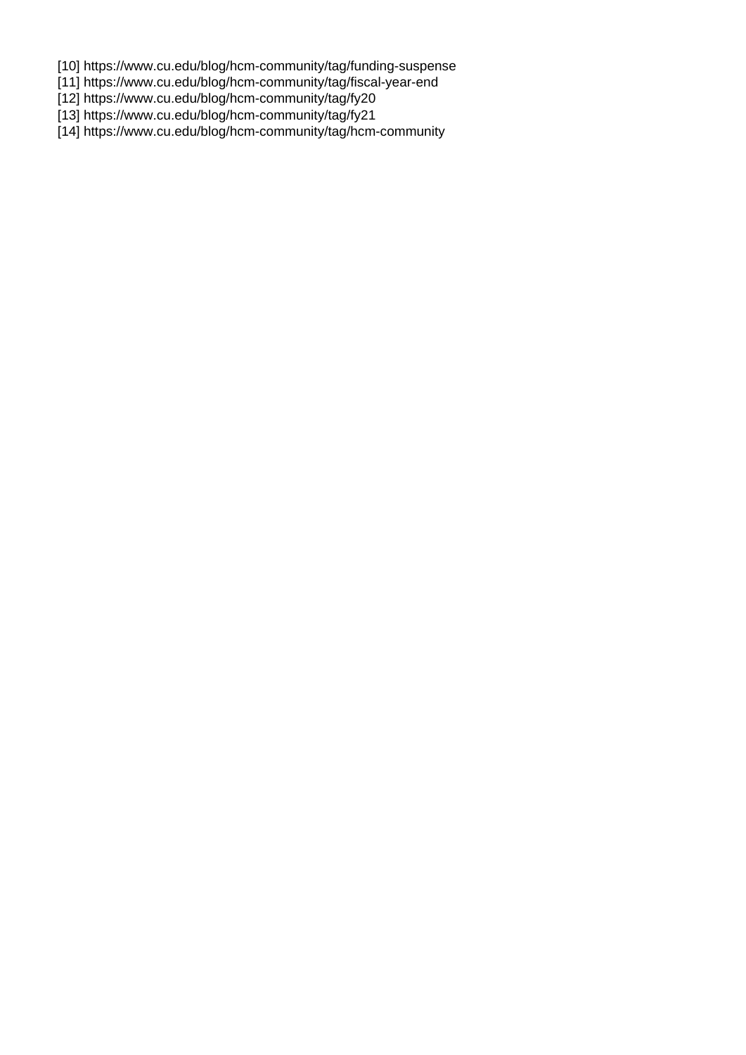[10] https://www.cu.edu/blog/hcm-community/tag/funding-suspense
[11] https://www.cu.edu/blog/hcm-community/tag/fiscal-year-end
[12] https://www.cu.edu/blog/hcm-community/tag/fy20
[13] https://www.cu.edu/blog/hcm-community/tag/fy21
[14] https://www.cu.edu/blog/hcm-community/tag/hcm-community